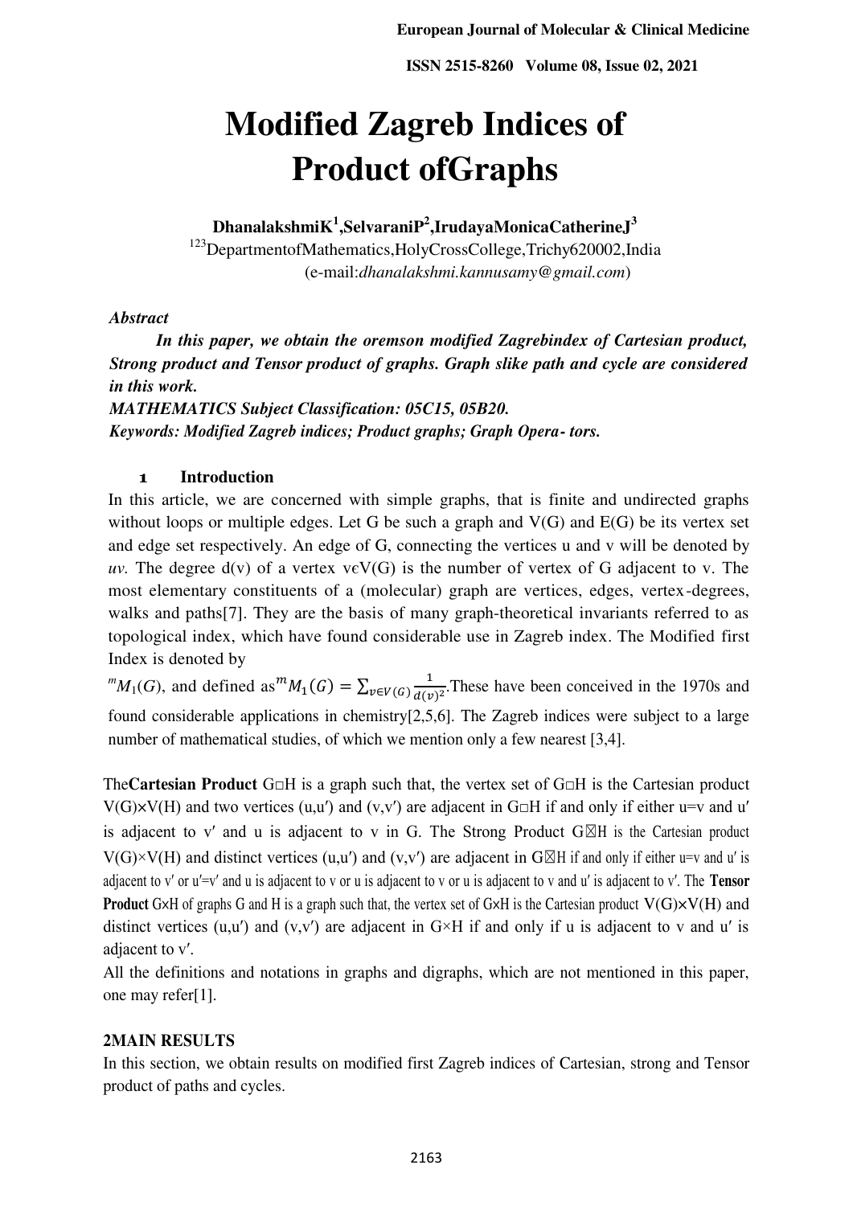# Modified Zagreb Indices of Product ofGraphs

**DhanalakshmiK[1],SelvaraniP[2],IrudayaMonicaCatherineJ[3]**

[123]DepartmentofMathematics,HolyCrossCollege,Trichy620002,India
(e-mail:*dhanalakshmi.kannusamy@gmail.com*)

***Abstract***

***In this paper, we obtain the oremson modified Zagrebindex of Cartesian product, Strong product and Tensor product of graphs. Graph slike path and cycle are considered in this work.***

***MATHEMATICS Subject Classification: 05C15, 05B20.***

***Keywords: Modified Zagreb indices; Product graphs; Graph Opera- tors.***

## 1 Introduction

In this article, we are concerned with simple graphs, that is finite and undirected graphs without loops or multiple edges. Let G be such a graph and V(G) and E(G) be its vertex set and edge set respectively. An edge of G, connecting the vertices u and v will be denoted by *uv*. The degree d(v) of a vertex v∈V(G) is the number of vertex of G adjacent to v. The most elementary constituents of a (molecular) graph are vertices, edges, vertex-degrees, walks and paths[7]. They are the basis of many graph-theoretical invariants referred to as topological index, which have found considerable use in Zagreb index. The Modified first Index is denoted by

${}^{m}M_1(G)$, and defined as ${}^{m}M_1(G) = \sum_{v \in V(G)} \frac{1}{d(v)^2}$. These have been conceived in the 1970s and found considerable applications in chemistry[2,5,6]. The Zagreb indices were subject to a large number of mathematical studies, of which we mention only a few nearest [3,4].

The **Cartesian Product** G□H is a graph such that, the vertex set of G□H is the Cartesian product V(G)×V(H) and two vertices (u,u′) and (v,v′) are adjacent in G□H if and only if either u=v and u′ is adjacent to v′ and u is adjacent to v in G. The Strong Product G⊠H is the Cartesian product V(G)×V(H) and distinct vertices (u,u′) and (v,v′) are adjacent in G⊠H if and only if either u=v and u′ is adjacent to v′ or u′=v′ and u is adjacent to v or u is adjacent to v or u is adjacent to v and u′ is adjacent to v′. The **Tensor Product** G×H of graphs G and H is a graph such that, the vertex set of G×H is the Cartesian product V(G)×V(H) and distinct vertices (u,u′) and (v,v′) are adjacent in G×H if and only if u is adjacent to v and u′ is adjacent to v′.

All the definitions and notations in graphs and digraphs, which are not mentioned in this paper, one may refer[1].

## 2MAIN RESULTS

In this section, we obtain results on modified first Zagreb indices of Cartesian, strong and Tensor product of paths and cycles.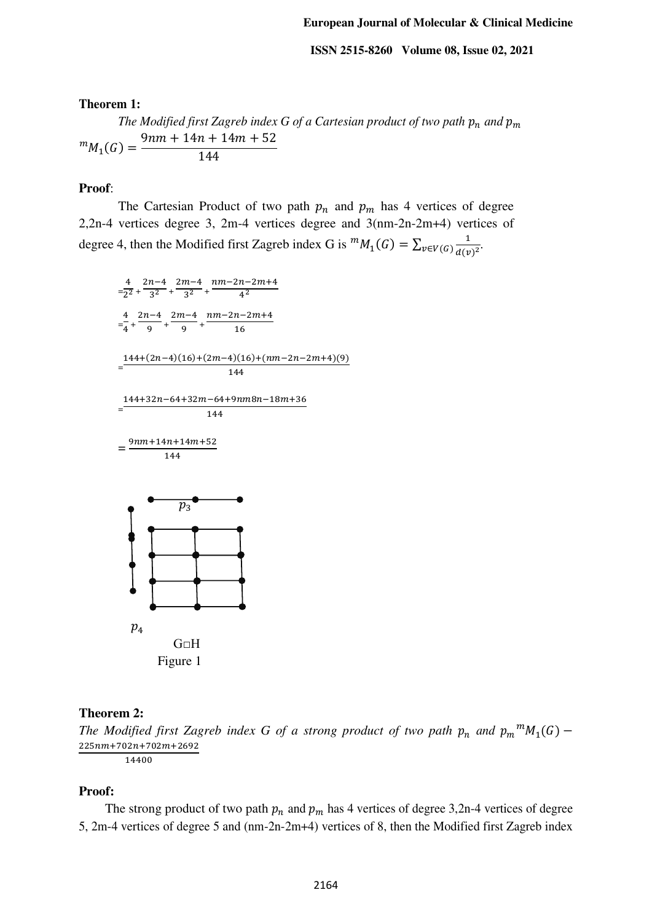**Theorem 1:**

*The Modified first Zagreb index G of a Cartesian product of two path $p_n$ and $p_m$*

$${}^{m}M_1(G) = \frac{9nm + 14n + 14m + 52}{144}$$

**Proof**:

The Cartesian Product of two path $p_n$ and $p_m$ has 4 vertices of degree 2,2n-4 vertices degree 3, 2m-4 vertices degree and 3(nm-2n-2m+4) vertices of degree 4, then the Modified first Zagreb index G is ${}^{m}M_1(G) = \sum_{v \in V(G)} \frac{1}{d(v)^2}$.

$$= \frac{4}{2^2} + \frac{2n-4}{3^2} + \frac{2m-4}{3^2} + \frac{nm-2n-2m+4}{4^2}$$

$$= \frac{4}{4} + \frac{2n-4}{9} + \frac{2m-4}{9} + \frac{nm-2n-2m+4}{16}$$

$$= \frac{144+(2n-4)(16)+(2m-4)(16)+(nm-2n-2m+4)(9)}{144}$$

$$= \frac{144+32n-64+32m-64+9nm8n-18m+36}{144}$$

$$= \frac{9nm+14n+14m+52}{144}$$

$p_3$

$p_4$

G□H

Figure 1

**Theorem 2:**

*The Modified first Zagreb index G of a strong product of two path $p_n$ and $p_m$* ${}^{m}M_1(G) - \frac{225nm+702n+702m+2692}{14400}$

**Proof:**

The strong product of two path $p_n$ and $p_m$ has 4 vertices of degree 3,2n-4 vertices of degree 5, 2m-4 vertices of degree 5 and (nm-2n-2m+4) vertices of 8, then the Modified first Zagreb index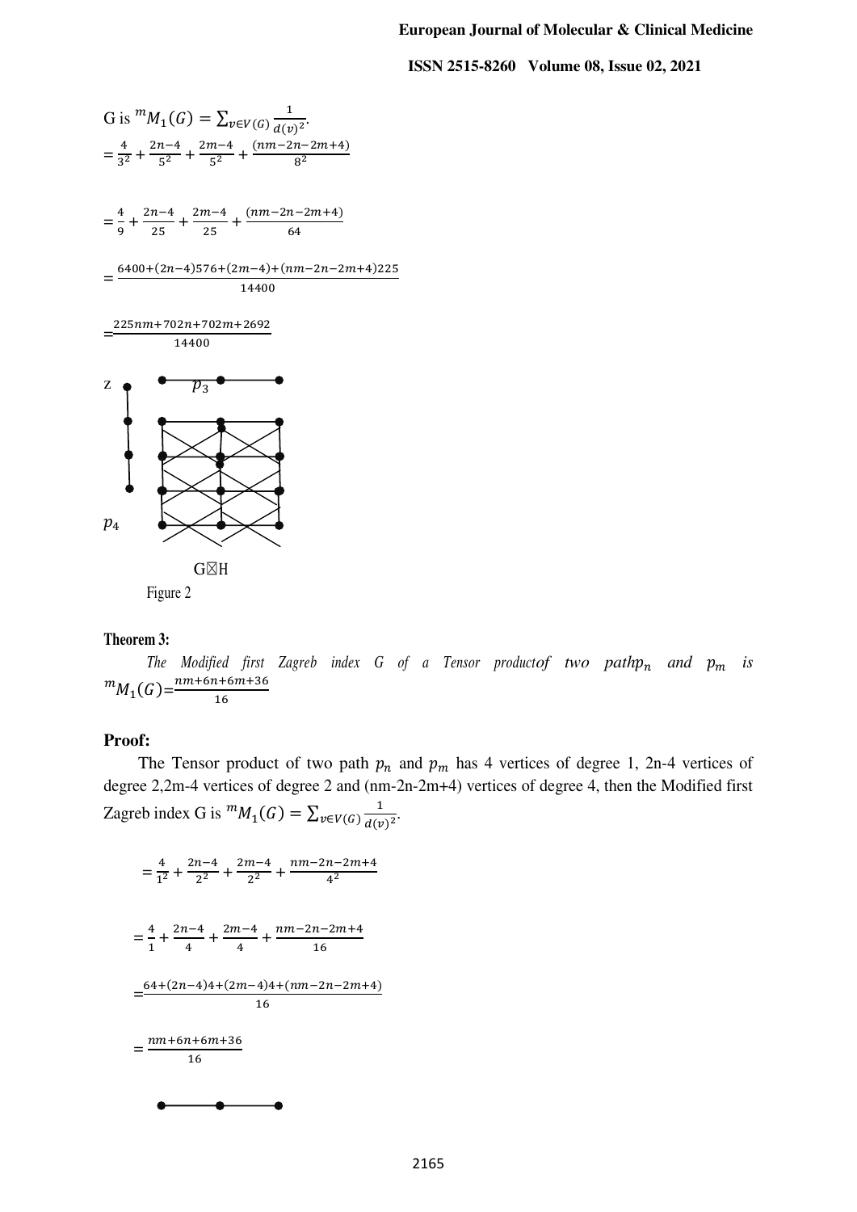G is ${}^{m}M_1(G) = \sum_{v \in V(G)} \frac{1}{d(v)^2}$.

$$= \frac{4}{3^2} + \frac{2n-4}{5^2} + \frac{2m-4}{5^2} + \frac{(nm-2n-2m+4)}{8^2}$$

$$= \frac{4}{9} + \frac{2n-4}{25} + \frac{2m-4}{25} + \frac{(nm-2n-2m+4)}{64}$$

$$= \frac{6400+(2n-4)576+(2m-4)+(nm-2n-2m+4)225}{14400}$$

$$= \frac{225nm+702n+702m+2692}{14400}$$

z $p_3$

$p_4$

G⊠H

Figure 2

**Theorem 3:**

*The Modified first Zagreb index G of a Tensor productof two path* $p_n$ *and* $p_m$ *is* ${}^{m}M_1(G) = \frac{nm+6n+6m+36}{16}$

## Proof:

The Tensor product of two path $p_n$ and $p_m$ has 4 vertices of degree 1, 2n-4 vertices of degree 2,2m-4 vertices of degree 2 and (nm-2n-2m+4) vertices of degree 4, then the Modified first Zagreb index G is ${}^{m}M_1(G) = \sum_{v \in V(G)} \frac{1}{d(v)^2}$.

$$= \frac{4}{1^2} + \frac{2n-4}{2^2} + \frac{2m-4}{2^2} + \frac{nm-2n-2m+4}{4^2}$$

$$= \frac{4}{1} + \frac{2n-4}{4} + \frac{2m-4}{4} + \frac{nm-2n-2m+4}{16}$$

$$= \frac{64+(2n-4)4+(2m-4)4+(nm-2n-2m+4)}{16}$$

$$= \frac{nm+6n+6m+36}{16}$$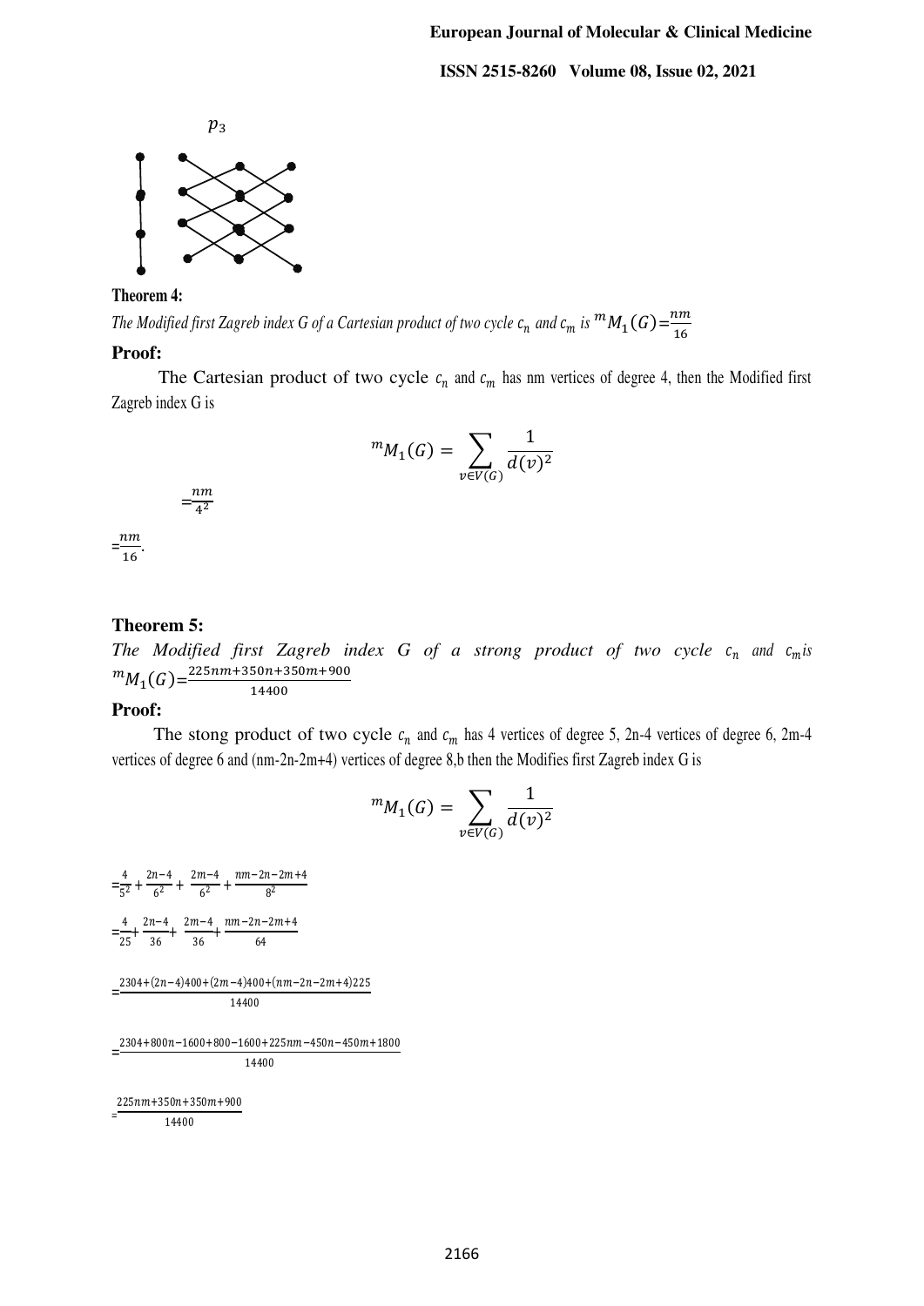$p_3$

**Theorem 4:**

*The Modified first Zagreb index G of a Cartesian product of two cycle $c_n$ and $c_m$ is* ${}^{m}M_1(G)=\frac{nm}{16}$

**Proof:**

The Cartesian product of two cycle $c_n$ and $c_m$ has nm vertices of degree 4, then the Modified first Zagreb index G is

$$ {}^{m}M_1(G) = \sum_{v \in V(G)} \frac{1}{d(v)^2} $$

$=\frac{nm}{4^2}$

$=\frac{nm}{16}$.

**Theorem 5:**

*The Modified first Zagreb index G of a strong product of two cycle $c_n$ and $c_m$ is* ${}^{m}M_1(G)=\frac{225nm+350n+350m+900}{14400}$

**Proof:**

The stong product of two cycle $c_n$ and $c_m$ has 4 vertices of degree 5, 2n-4 vertices of degree 6, 2m-4 vertices of degree 6 and (nm-2n-2m+4) vertices of degree 8,b then the Modifies first Zagreb index G is

$$ {}^{m}M_1(G) = \sum_{v \in V(G)} \frac{1}{d(v)^2} $$

$=\frac{4}{5^2}+\frac{2n-4}{6^2}+\frac{2m-4}{6^2}+\frac{nm-2n-2m+4}{8^2}$

$=\frac{4}{25}+\frac{2n-4}{36}+\frac{2m-4}{36}+\frac{nm-2n-2m+4}{64}$

$=\frac{2304+(2n-4)400+(2m-4)400+(nm-2n-2m+4)225}{14400}$

$=\frac{2304+800n-1600+800-1600+225nm-450n-450m+1800}{14400}$

$=\frac{225nm+350n+350m+900}{14400}$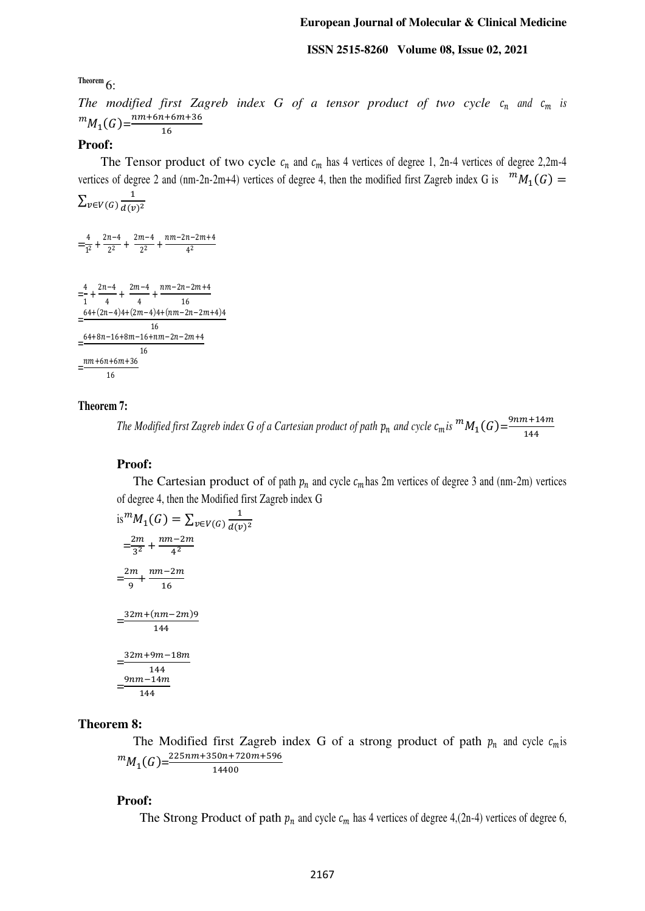**Theorem** 6:

*The modified first Zagreb index G of a tensor product of two cycle $c_n$ and $c_m$ is* ${}^{m}M_1(G)=\frac{nm+6n+6m+36}{16}$

**Proof:**

The Tensor product of two cycle $c_n$ and $c_m$ has 4 vertices of degree 1, 2n-4 vertices of degree 2,2m-4 vertices of degree 2 and (nm-2n-2m+4) vertices of degree 4, then the modified first Zagreb index G is ${}^{m}M_1(G) = \sum_{v\in V(G)}\frac{1}{d(v)^2}$

$=\frac{4}{1^2}+\frac{2n-4}{2^2}+\frac{2m-4}{2^2}+\frac{nm-2n-2m+4}{4^2}$

$=\frac{4}{1}+\frac{2n-4}{4}+\frac{2m-4}{4}+\frac{nm-2n-2m+4}{16}$

$=\frac{64+(2n-4)4+(2m-4)4+(nm-2n-2m+4)4}{16}$

$=\frac{64+8n-16+8m-16+nm-2n-2m+4}{16}$

$=\frac{nm+6n+6m+36}{16}$

**Theorem 7:**

*The Modified first Zagreb index G of a Cartesian product of path $p_n$ and cycle $c_m$ is* ${}^{m}M_1(G)=\frac{9nm+14m}{144}$

**Proof:**

The Cartesian product of of path $p_n$ and cycle $c_m$ has 2m vertices of degree 3 and (nm-2m) vertices of degree 4, then the Modified first Zagreb index G is ${}^{m}M_1(G) = \sum_{v\in V(G)}\frac{1}{d(v)^2}$

$=\frac{2m}{3^2}+\frac{nm-2m}{4^2}$

$=\frac{2m}{9}+\frac{nm-2m}{16}$

$=\frac{32m+(nm-2m)9}{144}$

$=\frac{32m+9m-18m}{144}$

$=\frac{9nm-14m}{144}$

**Theorem 8:**

The Modified first Zagreb index G of a strong product of path $p_n$ and cycle $c_m$ is ${}^{m}M_1(G)=\frac{225nm+350n+720m+596}{14400}$

**Proof:**

The Strong Product of path $p_n$ and cycle $c_m$ has 4 vertices of degree 4,(2n-4) vertices of degree 6,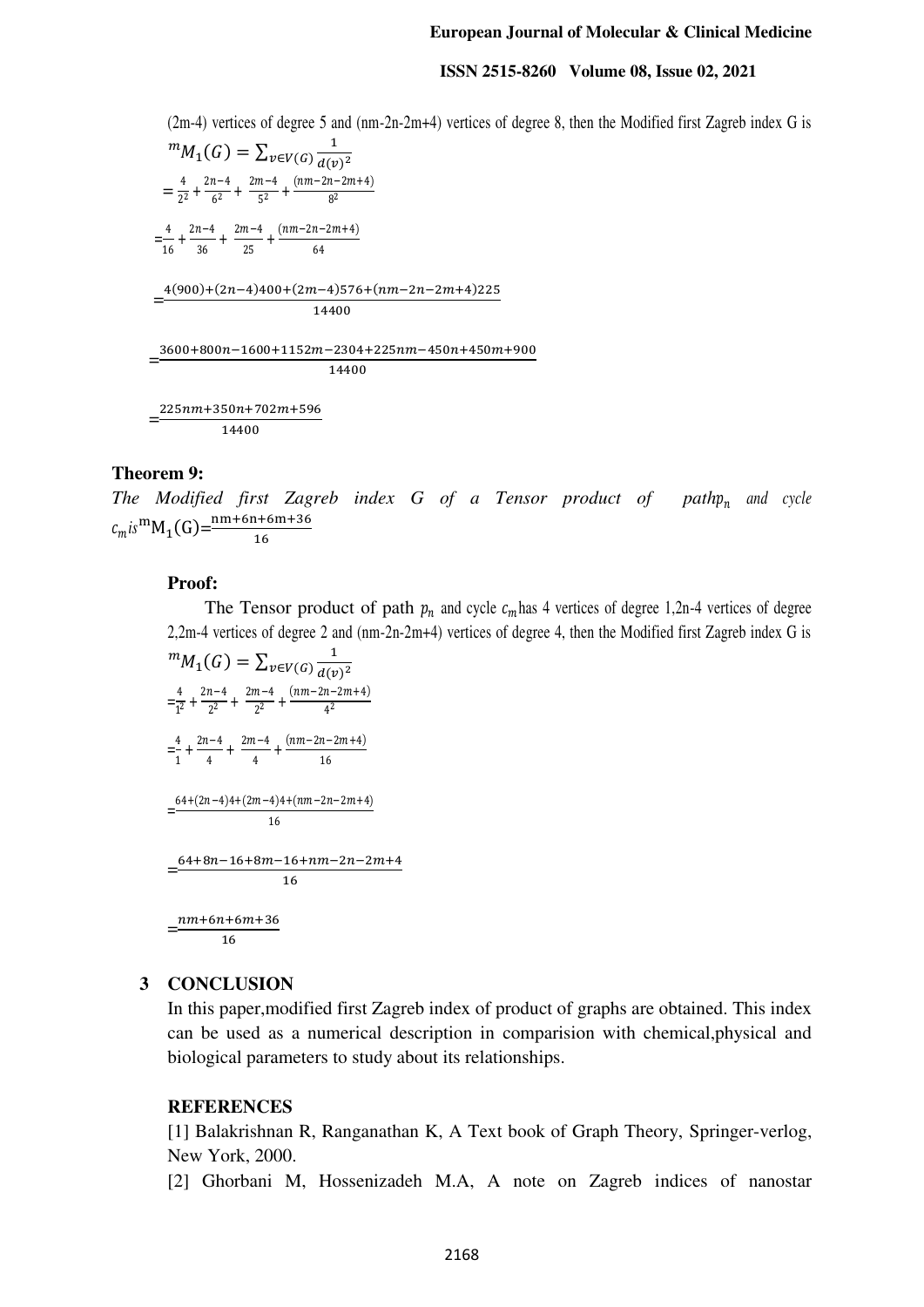(2m-4) vertices of degree 5 and (nm-2n-2m+4) vertices of degree 8, then the Modified first Zagreb index G is

$$^{m}M_1(G) = \sum_{v\in V(G)} \frac{1}{d(v)^2}$$

$$= \frac{4}{2^2} + \frac{2n-4}{6^2} + \frac{2m-4}{5^2} + \frac{(nm-2n-2m+4)}{8^2}$$

$$= \frac{4}{16} + \frac{2n-4}{36} + \frac{2m-4}{25} + \frac{(nm-2n-2m+4)}{64}$$

$$= \frac{4(900)+(2n-4)400+(2m-4)576+(nm-2n-2m+4)225}{14400}$$

$$= \frac{3600+800n-1600+1152m-2304+225nm-450n+450m+900}{14400}$$

$$= \frac{225nm+350n+702m+596}{14400}$$

**Theorem 9:**

*The Modified first Zagreb index G of a Tensor product of path$p_n$ and cycle $c_m$ is* $^{m}M_1(G) = \frac{nm+6n+6m+36}{16}$

**Proof:**

The Tensor product of path $p_n$ and cycle $c_m$ has 4 vertices of degree 1,2n-4 vertices of degree 2,2m-4 vertices of degree 2 and (nm-2n-2m+4) vertices of degree 4, then the Modified first Zagreb index G is

$$^{m}M_1(G) = \sum_{v\in V(G)} \frac{1}{d(v)^2}$$

$$= \frac{4}{1^2} + \frac{2n-4}{2^2} + \frac{2m-4}{2^2} + \frac{(nm-2n-2m+4)}{4^2}$$

$$= \frac{4}{1} + \frac{2n-4}{4} + \frac{2m-4}{4} + \frac{(nm-2n-2m+4)}{16}$$

$$= \frac{64+(2n-4)4+(2m-4)4+(nm-2n-2m+4)}{16}$$

$$= \frac{64+8n-16+8m-16+nm-2n-2m+4}{16}$$

$$= \frac{nm+6n+6m+36}{16}$$

## 3 CONCLUSION

In this paper,modified first Zagreb index of product of graphs are obtained. This index can be used as a numerical description in comparision with chemical,physical and biological parameters to study about its relationships.

## REFERENCES

[1] Balakrishnan R, Ranganathan K, A Text book of Graph Theory, Springer-verlog, New York, 2000.

[2] Ghorbani M, Hossenizadeh M.A, A note on Zagreb indices of nanostar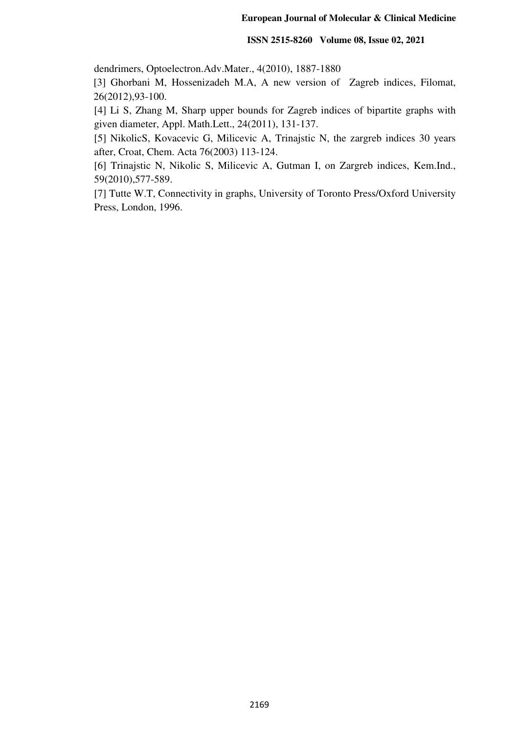dendrimers, Optoelectron.Adv.Mater., 4(2010), 1887-1880

[3] Ghorbani M, Hossenizadeh M.A, A new version of Zagreb indices, Filomat, 26(2012),93-100.

[4] Li S, Zhang M, Sharp upper bounds for Zagreb indices of bipartite graphs with given diameter, Appl. Math.Lett., 24(2011), 131-137.

[5] NikolicS, Kovacevic G, Milicevic A, Trinajstic N, the zargreb indices 30 years after, Croat, Chem. Acta 76(2003) 113-124.

[6] Trinajstic N, Nikolic S, Milicevic A, Gutman I, on Zargreb indices, Kem.Ind., 59(2010),577-589.

[7] Tutte W.T, Connectivity in graphs, University of Toronto Press/Oxford University Press, London, 1996.